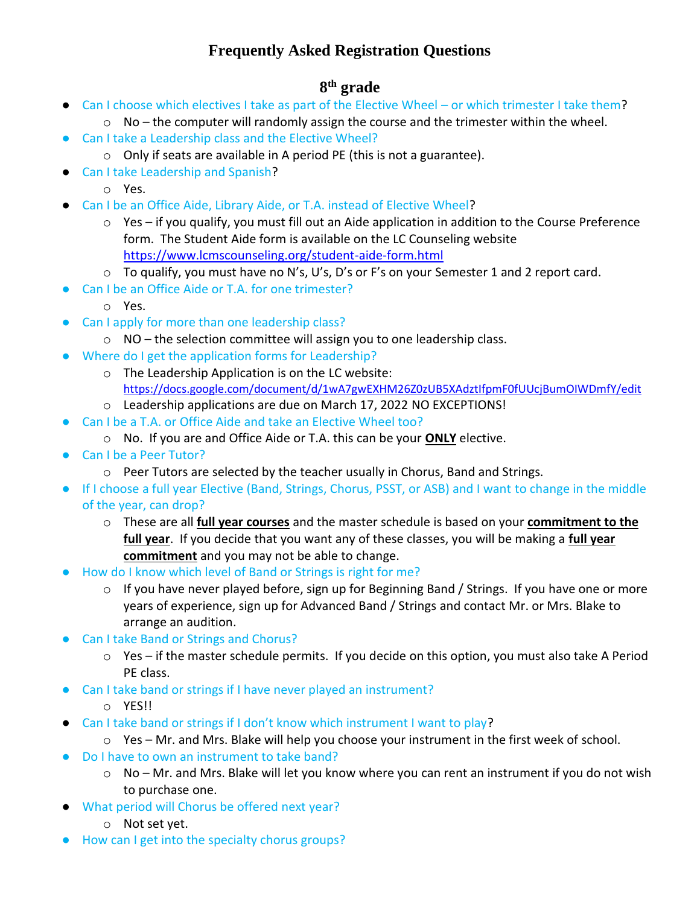# Frequently Asked Registration Questions

## 8th grade

- Can I choose which electives I take as part of the Elective Wheel – or which trimester I take them?
  - No – the computer will randomly assign the course and the trimester within the wheel.
- Can I take a Leadership class and the Elective Wheel?
  - Only if seats are available in A period PE (this is not a guarantee).
- Can I take Leadership and Spanish?
  - Yes.
- Can I be an Office Aide, Library Aide, or T.A. instead of Elective Wheel?
  - Yes – if you qualify, you must fill out an Aide application in addition to the Course Preference form. The Student Aide form is available on the LC Counseling website https://www.lcmscounseling.org/student-aide-form.html
  - To qualify, you must have no N's, U's, D's or F's on your Semester 1 and 2 report card.
- Can I be an Office Aide or T.A. for one trimester?
  - Yes.
- Can I apply for more than one leadership class?
  - NO – the selection committee will assign you to one leadership class.
- Where do I get the application forms for Leadership?
  - The Leadership Application is on the LC website: https://docs.google.com/document/d/1wA7gwEXHM26Z0zUB5XAdztIfpmF0fUUcjBumOIWDmfY/edit
  - Leadership applications are due on March 17, 2022 NO EXCEPTIONS!
- Can I be a T.A. or Office Aide and take an Elective Wheel too?
  - No. If you are and Office Aide or T.A. this can be your **ONLY** elective.
- Can I be a Peer Tutor?
  - Peer Tutors are selected by the teacher usually in Chorus, Band and Strings.
- If I choose a full year Elective (Band, Strings, Chorus, PSST, or ASB) and I want to change in the middle of the year, can drop?
  - These are all **full year courses** and the master schedule is based on your **commitment to the full year**. If you decide that you want any of these classes, you will be making a **full year commitment** and you may not be able to change.
- How do I know which level of Band or Strings is right for me?
  - If you have never played before, sign up for Beginning Band / Strings. If you have one or more years of experience, sign up for Advanced Band / Strings and contact Mr. or Mrs. Blake to arrange an audition.
- Can I take Band or Strings and Chorus?
  - Yes – if the master schedule permits. If you decide on this option, you must also take A Period PE class.
- Can I take band or strings if I have never played an instrument?
  - YES!!
- Can I take band or strings if I don't know which instrument I want to play?
  - Yes – Mr. and Mrs. Blake will help you choose your instrument in the first week of school.
- Do I have to own an instrument to take band?
  - No – Mr. and Mrs. Blake will let you know where you can rent an instrument if you do not wish to purchase one.
- What period will Chorus be offered next year?
  - Not set yet.
- How can I get into the specialty chorus groups?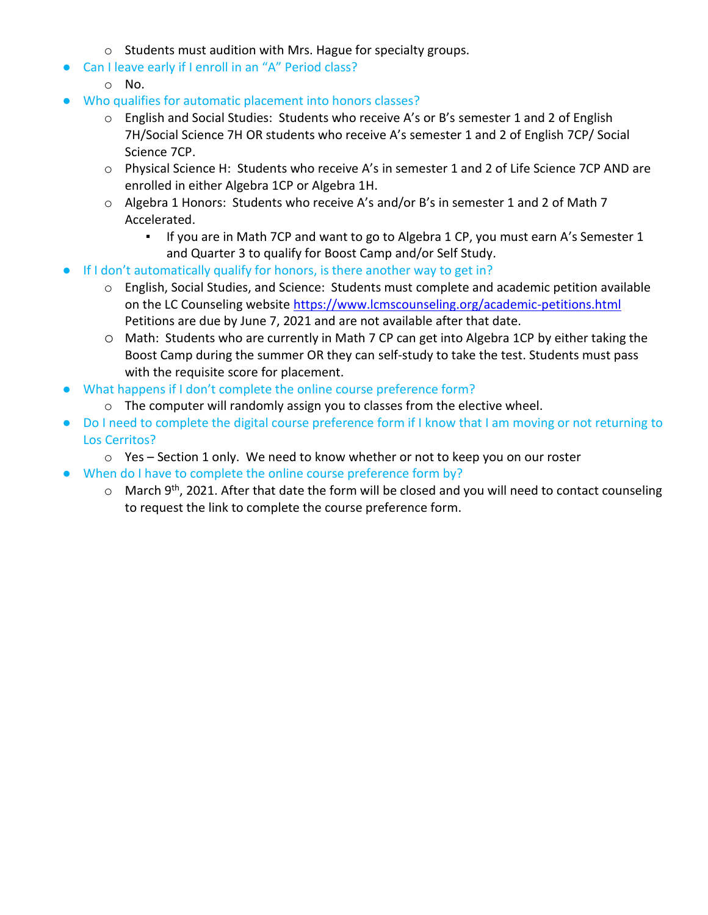- Students must audition with Mrs. Hague for specialty groups.
- Can I leave early if I enroll in an "A" Period class?
   - No.
- Who qualifies for automatic placement into honors classes?
   - English and Social Studies: Students who receive A's or B's semester 1 and 2 of English 7H/Social Science 7H OR students who receive A's semester 1 and 2 of English 7CP/ Social Science 7CP.
   - Physical Science H: Students who receive A's in semester 1 and 2 of Life Science 7CP AND are enrolled in either Algebra 1CP or Algebra 1H.
   - Algebra 1 Honors: Students who receive A's and/or B's in semester 1 and 2 of Math 7 Accelerated.
      - If you are in Math 7CP and want to go to Algebra 1 CP, you must earn A's Semester 1 and Quarter 3 to qualify for Boost Camp and/or Self Study.
- If I don't automatically qualify for honors, is there another way to get in?
   - English, Social Studies, and Science: Students must complete and academic petition available on the LC Counseling website https://www.lcmscounseling.org/academic-petitions.html Petitions are due by June 7, 2021 and are not available after that date.
   - Math: Students who are currently in Math 7 CP can get into Algebra 1CP by either taking the Boost Camp during the summer OR they can self-study to take the test. Students must pass with the requisite score for placement.
- What happens if I don't complete the online course preference form?
   - The computer will randomly assign you to classes from the elective wheel.
- Do I need to complete the digital course preference form if I know that I am moving or not returning to Los Cerritos?
   - Yes – Section 1 only. We need to know whether or not to keep you on our roster
- When do I have to complete the online course preference form by?
   - March 9th, 2021. After that date the form will be closed and you will need to contact counseling to request the link to complete the course preference form.